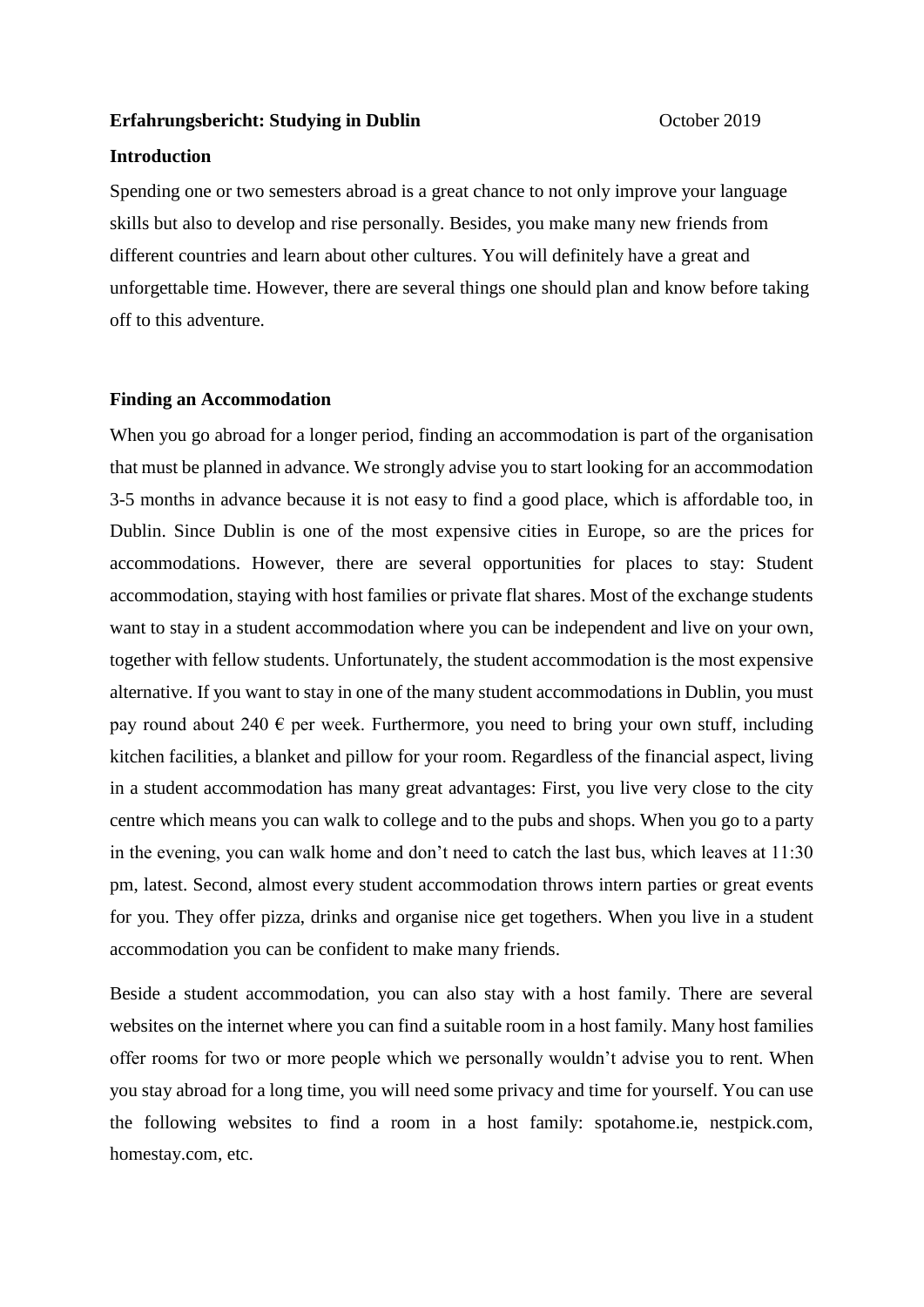**Erfahrungsbericht: Studying in Dublin** October 2019

**Introduction**

Spending one or two semesters abroad is a great chance to not only improve your language skills but also to develop and rise personally. Besides, you make many new friends from different countries and learn about other cultures. You will definitely have a great and unforgettable time. However, there are several things one should plan and know before taking off to this adventure.

**Finding an Accommodation**

When you go abroad for a longer period, finding an accommodation is part of the organisation that must be planned in advance. We strongly advise you to start looking for an accommodation 3-5 months in advance because it is not easy to find a good place, which is affordable too, in Dublin. Since Dublin is one of the most expensive cities in Europe, so are the prices for accommodations. However, there are several opportunities for places to stay: Student accommodation, staying with host families or private flat shares. Most of the exchange students want to stay in a student accommodation where you can be independent and live on your own, together with fellow students. Unfortunately, the student accommodation is the most expensive alternative. If you want to stay in one of the many student accommodations in Dublin, you must pay round about 240 € per week. Furthermore, you need to bring your own stuff, including kitchen facilities, a blanket and pillow for your room. Regardless of the financial aspect, living in a student accommodation has many great advantages: First, you live very close to the city centre which means you can walk to college and to the pubs and shops. When you go to a party in the evening, you can walk home and don't need to catch the last bus, which leaves at 11:30 pm, latest. Second, almost every student accommodation throws intern parties or great events for you. They offer pizza, drinks and organise nice get togethers. When you live in a student accommodation you can be confident to make many friends.

Beside a student accommodation, you can also stay with a host family. There are several websites on the internet where you can find a suitable room in a host family. Many host families offer rooms for two or more people which we personally wouldn't advise you to rent. When you stay abroad for a long time, you will need some privacy and time for yourself. You can use the following websites to find a room in a host family: spotahome.ie, nestpick.com, homestay.com, etc.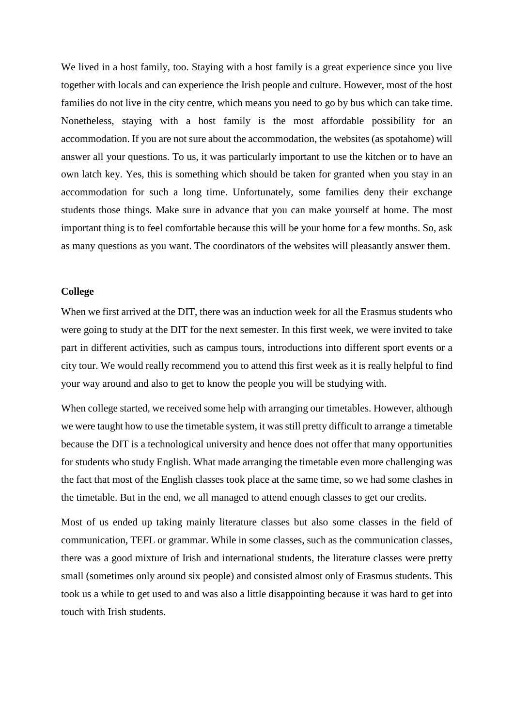We lived in a host family, too. Staying with a host family is a great experience since you live together with locals and can experience the Irish people and culture. However, most of the host families do not live in the city centre, which means you need to go by bus which can take time. Nonetheless, staying with a host family is the most affordable possibility for an accommodation. If you are not sure about the accommodation, the websites (as spotahome) will answer all your questions. To us, it was particularly important to use the kitchen or to have an own latch key. Yes, this is something which should be taken for granted when you stay in an accommodation for such a long time. Unfortunately, some families deny their exchange students those things. Make sure in advance that you can make yourself at home. The most important thing is to feel comfortable because this will be your home for a few months. So, ask as many questions as you want. The coordinators of the websites will pleasantly answer them.

**College**

When we first arrived at the DIT, there was an induction week for all the Erasmus students who were going to study at the DIT for the next semester. In this first week, we were invited to take part in different activities, such as campus tours, introductions into different sport events or a city tour. We would really recommend you to attend this first week as it is really helpful to find your way around and also to get to know the people you will be studying with.

When college started, we received some help with arranging our timetables. However, although we were taught how to use the timetable system, it was still pretty difficult to arrange a timetable because the DIT is a technological university and hence does not offer that many opportunities for students who study English. What made arranging the timetable even more challenging was the fact that most of the English classes took place at the same time, so we had some clashes in the timetable. But in the end, we all managed to attend enough classes to get our credits.

Most of us ended up taking mainly literature classes but also some classes in the field of communication, TEFL or grammar. While in some classes, such as the communication classes, there was a good mixture of Irish and international students, the literature classes were pretty small (sometimes only around six people) and consisted almost only of Erasmus students. This took us a while to get used to and was also a little disappointing because it was hard to get into touch with Irish students.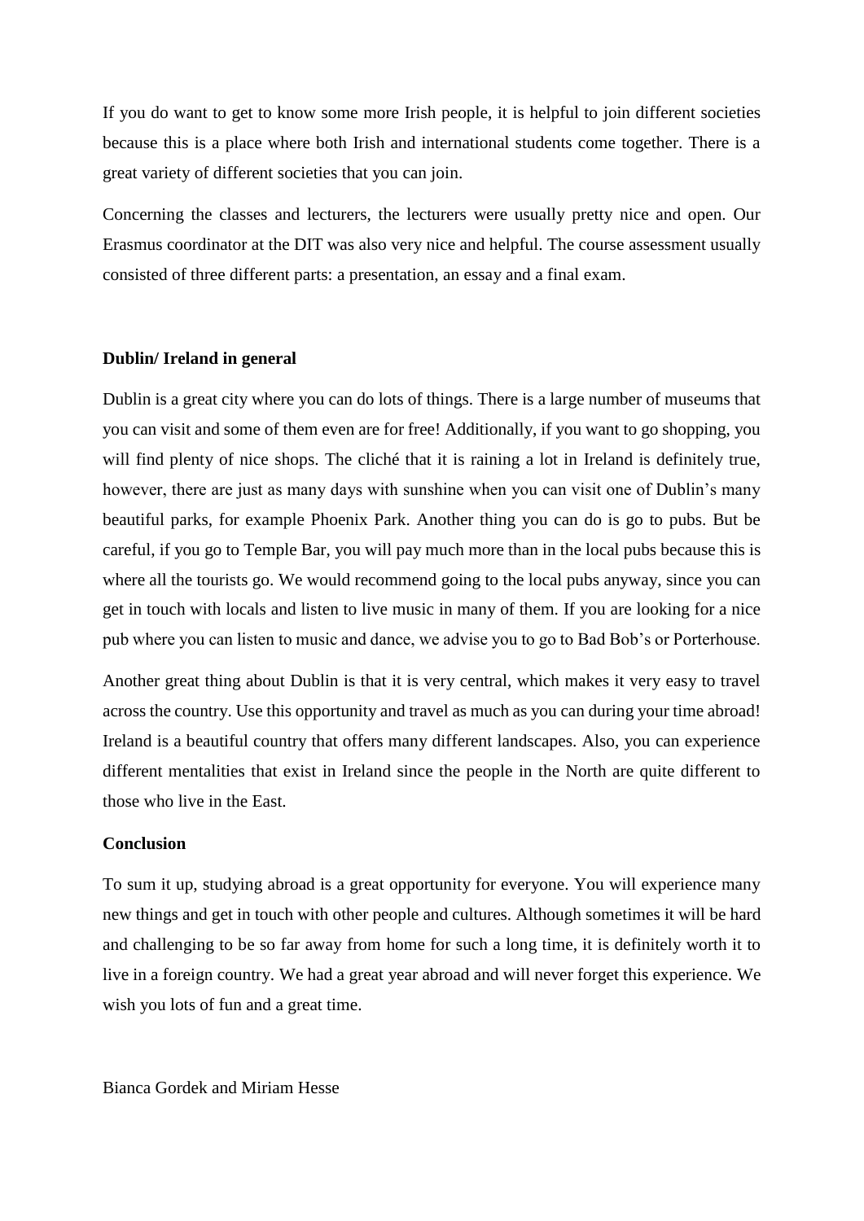If you do want to get to know some more Irish people, it is helpful to join different societies because this is a place where both Irish and international students come together. There is a great variety of different societies that you can join.

Concerning the classes and lecturers, the lecturers were usually pretty nice and open. Our Erasmus coordinator at the DIT was also very nice and helpful. The course assessment usually consisted of three different parts: a presentation, an essay and a final exam.

**Dublin/ Ireland in general**

Dublin is a great city where you can do lots of things. There is a large number of museums that you can visit and some of them even are for free! Additionally, if you want to go shopping, you will find plenty of nice shops. The cliché that it is raining a lot in Ireland is definitely true, however, there are just as many days with sunshine when you can visit one of Dublin's many beautiful parks, for example Phoenix Park. Another thing you can do is go to pubs. But be careful, if you go to Temple Bar, you will pay much more than in the local pubs because this is where all the tourists go. We would recommend going to the local pubs anyway, since you can get in touch with locals and listen to live music in many of them. If you are looking for a nice pub where you can listen to music and dance, we advise you to go to Bad Bob's or Porterhouse.

Another great thing about Dublin is that it is very central, which makes it very easy to travel across the country. Use this opportunity and travel as much as you can during your time abroad! Ireland is a beautiful country that offers many different landscapes. Also, you can experience different mentalities that exist in Ireland since the people in the North are quite different to those who live in the East.

**Conclusion**

To sum it up, studying abroad is a great opportunity for everyone. You will experience many new things and get in touch with other people and cultures. Although sometimes it will be hard and challenging to be so far away from home for such a long time, it is definitely worth it to live in a foreign country. We had a great year abroad and will never forget this experience. We wish you lots of fun and a great time.

Bianca Gordek and Miriam Hesse